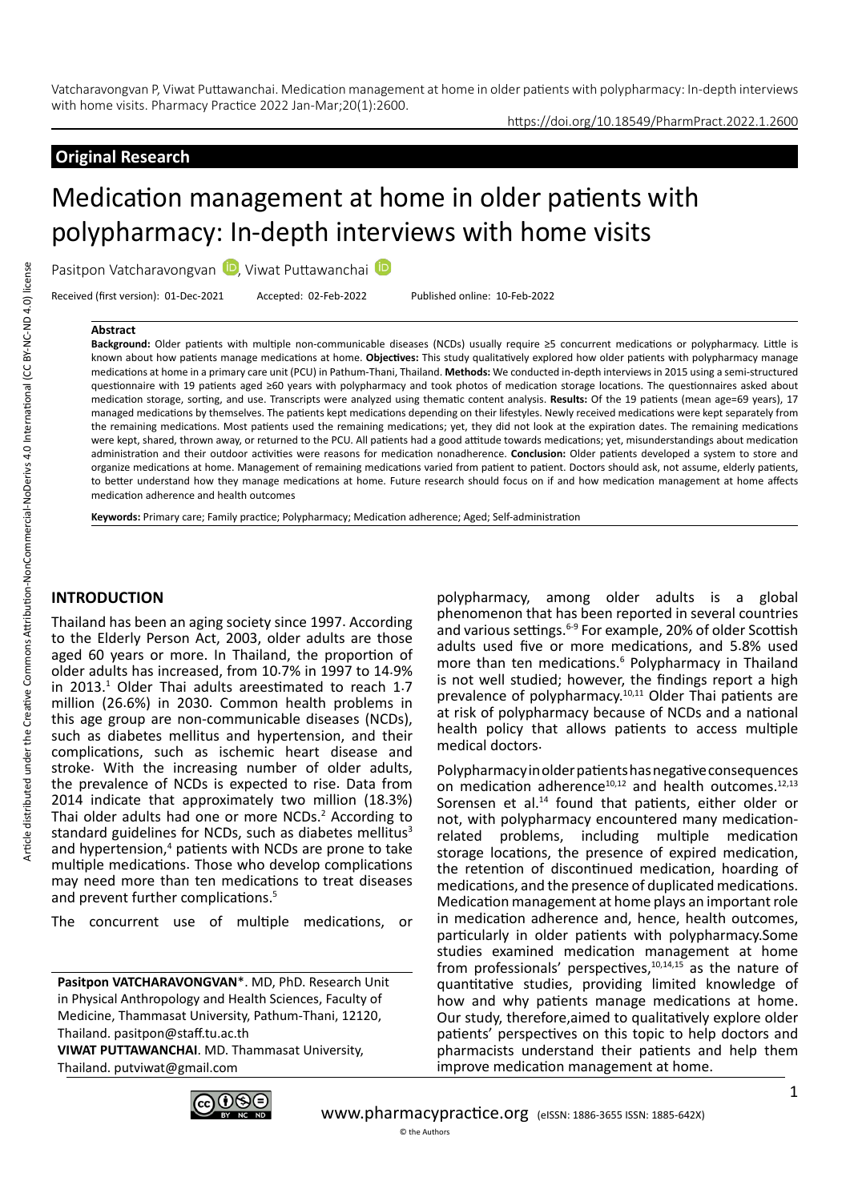## Original Research

# Medication management at home in older patients with polypharmacy: In-depth interviews with home visits

Pasitpon Vatcharavongvan, Viwat Puttawanchai

Received (first version): 01-Dec-2021 Accepted: 02-Feb-2022 Published online: 10-Feb-2022

### Abstract

**Background:** Older patients with multiple non-communicable diseases (NCDs) usually require ≥5 concurrent medications or polypharmacy. Little is known about how patients manage medications at home. **Objectives:** This study qualitatively explored how older patients with polypharmacy manage medications at home in a primary care unit (PCU) in Pathum-Thani, Thailand. **Methods:** We conducted in-depth interviews in 2015 using a semi-structured questionnaire with 19 patients aged ≥60 years with polypharmacy and took photos of medication storage locations. The questionnaires asked about medication storage, sorting, and use. Transcripts were analyzed using thematic content analysis. **Results:** Of the 19 patients (mean age=69 years), 17 managed medications by themselves. The patients kept medications depending on their lifestyles. Newly received medications were kept separately from the remaining medications. Most patients used the remaining medications; yet, they did not look at the expiration dates. The remaining medications were kept, shared, thrown away, or returned to the PCU. All patients had a good attitude towards medications; yet, misunderstandings about medication administration and their outdoor activities were reasons for medication nonadherence. **Conclusion:** Older patients developed a system to store and organize medications at home. Management of remaining medications varied from patient to patient. Doctors should ask, not assume, elderly patients, to better understand how they manage medications at home. Future research should focus on if and how medication management at home affects medication adherence and health outcomes

**Keywords:** Primary care; Family practice; Polypharmacy; Medication adherence; Aged; Self-administration

## INTRODUCTION

Thailand has been an aging society since 1997. According to the Elderly Person Act, 2003, older adults are those aged 60 years or more. In Thailand, the proportion of older adults has increased, from 10.7% in 1997 to 14.9% in 2013.[1] Older Thai adults areestimated to reach 1.7 million (26.6%) in 2030. Common health problems in this age group are non-communicable diseases (NCDs), such as diabetes mellitus and hypertension, and their complications, such as ischemic heart disease and stroke. With the increasing number of older adults, the prevalence of NCDs is expected to rise. Data from 2014 indicate that approximately two million (18.3%) Thai older adults had one or more NCDs.[2] According to standard guidelines for NCDs, such as diabetes mellitus[3] and hypertension,[4] patients with NCDs are prone to take multiple medications. Those who develop complications may need more than ten medications to treat diseases and prevent further complications.[5]

The concurrent use of multiple medications, or polypharmacy, among older adults is a global phenomenon that has been reported in several countries and various settings.[6-9] For example, 20% of older Scottish adults used five or more medications, and 5.8% used more than ten medications.[6] Polypharmacy in Thailand is not well studied; however, the findings report a high prevalence of polypharmacy.[10,11] Older Thai patients are at risk of polypharmacy because of NCDs and a national health policy that allows patients to access multiple medical doctors.

Polypharmacy in older patients has negative consequences on medication adherence[10,12] and health outcomes.[12,13] Sorensen et al.[14] found that patients, either older or not, with polypharmacy encountered many medication-related problems, including multiple medication storage locations, the presence of expired medication, the retention of discontinued medication, hoarding of medications, and the presence of duplicated medications. Medication management at home plays an important role in medication adherence and, hence, health outcomes, particularly in older patients with polypharmacy.Some studies examined medication management at home from professionals' perspectives,[10,14,15] as the nature of quantitative studies, providing limited knowledge of how and why patients manage medications at home. Our study, therefore,aimed to qualitatively explore older patients' perspectives on this topic to help doctors and pharmacists understand their patients and help them improve medication management at home.

---

**Pasitpon VATCHARAVONGVAN***. MD, PhD. Research Unit in Physical Anthropology and Health Sciences, Faculty of Medicine, Thammasat University, Pathum-Thani, 12120, Thailand. pasitpon@staff.tu.ac.th

**VIWAT PUTTAWANCHAI**. MD. Thammasat University, Thailand. putviwat@gmail.com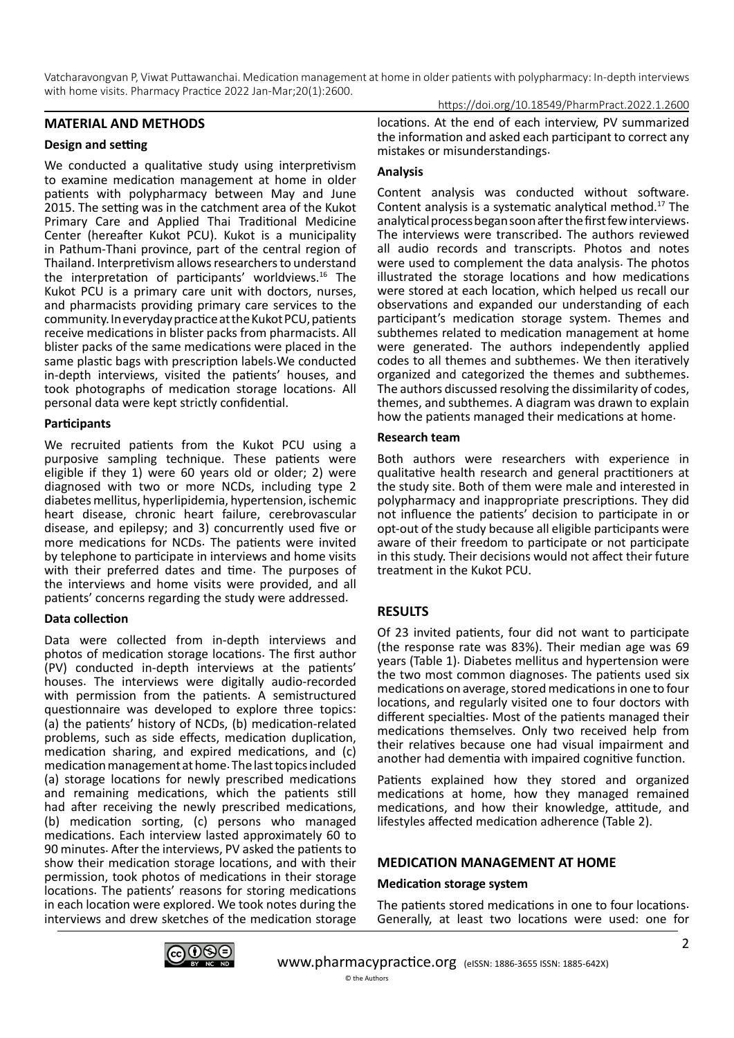## MATERIAL AND METHODS

### Design and setting

We conducted a qualitative study using interpretivism to examine medication management at home in older patients with polypharmacy between May and June 2015. The setting was in the catchment area of the Kukot Primary Care and Applied Thai Traditional Medicine Center (hereafter Kukot PCU). Kukot is a municipality in Pathum-Thani province, part of the central region of Thailand. Interpretivism allows researchers to understand the interpretation of participants' worldviews.[16] The Kukot PCU is a primary care unit with doctors, nurses, and pharmacists providing primary care services to the community. In everyday practice at the Kukot PCU, patients receive medications in blister packs from pharmacists. All blister packs of the same medications were placed in the same plastic bags with prescription labels. We conducted in-depth interviews, visited the patients' houses, and took photographs of medication storage locations. All personal data were kept strictly confidential.

### Participants

We recruited patients from the Kukot PCU using a purposive sampling technique. These patients were eligible if they 1) were 60 years old or older; 2) were diagnosed with two or more NCDs, including type 2 diabetes mellitus, hyperlipidemia, hypertension, ischemic heart disease, chronic heart failure, cerebrovascular disease, and epilepsy; and 3) concurrently used five or more medications for NCDs. The patients were invited by telephone to participate in interviews and home visits with their preferred dates and time. The purposes of the interviews and home visits were provided, and all patients' concerns regarding the study were addressed.

### Data collection

Data were collected from in-depth interviews and photos of medication storage locations. The first author (PV) conducted in-depth interviews at the patients' houses. The interviews were digitally audio-recorded with permission from the patients. A semistructured questionnaire was developed to explore three topics: (a) the patients' history of NCDs, (b) medication-related problems, such as side effects, medication duplication, medication sharing, and expired medications, and (c) medication management at home. The last topics included (a) storage locations for newly prescribed medications and remaining medications, which the patients still had after receiving the newly prescribed medications, (b) medication sorting, (c) persons who managed medications. Each interview lasted approximately 60 to 90 minutes. After the interviews, PV asked the patients to show their medication storage locations, and with their permission, took photos of medications in their storage locations. The patients' reasons for storing medications in each location were explored. We took notes during the interviews and drew sketches of the medication storage locations. At the end of each interview, PV summarized the information and asked each participant to correct any mistakes or misunderstandings.

### Analysis

Content analysis was conducted without software. Content analysis is a systematic analytical method.[17] The analytical process began soon after the first few interviews. The interviews were transcribed. The authors reviewed all audio records and transcripts. Photos and notes were used to complement the data analysis. The photos illustrated the storage locations and how medications were stored at each location, which helped us recall our observations and expanded our understanding of each participant's medication storage system. Themes and subthemes related to medication management at home were generated. The authors independently applied codes to all themes and subthemes. We then iteratively organized and categorized the themes and subthemes. The authors discussed resolving the dissimilarity of codes, themes, and subthemes. A diagram was drawn to explain how the patients managed their medications at home.

### Research team

Both authors were researchers with experience in qualitative health research and general practitioners at the study site. Both of them were male and interested in polypharmacy and inappropriate prescriptions. They did not influence the patients' decision to participate in or opt-out of the study because all eligible participants were aware of their freedom to participate or not participate in this study. Their decisions would not affect their future treatment in the Kukot PCU.

## RESULTS

Of 23 invited patients, four did not want to participate (the response rate was 83%). Their median age was 69 years (Table 1). Diabetes mellitus and hypertension were the two most common diagnoses. The patients used six medications on average, stored medications in one to four locations, and regularly visited one to four doctors with different specialties. Most of the patients managed their medications themselves. Only two received help from their relatives because one had visual impairment and another had dementia with impaired cognitive function.

Patients explained how they stored and organized medications at home, how they managed remained medications, and how their knowledge, attitude, and lifestyles affected medication adherence (Table 2).

## MEDICATION MANAGEMENT AT HOME

### Medication storage system

The patients stored medications in one to four locations. Generally, at least two locations were used: one for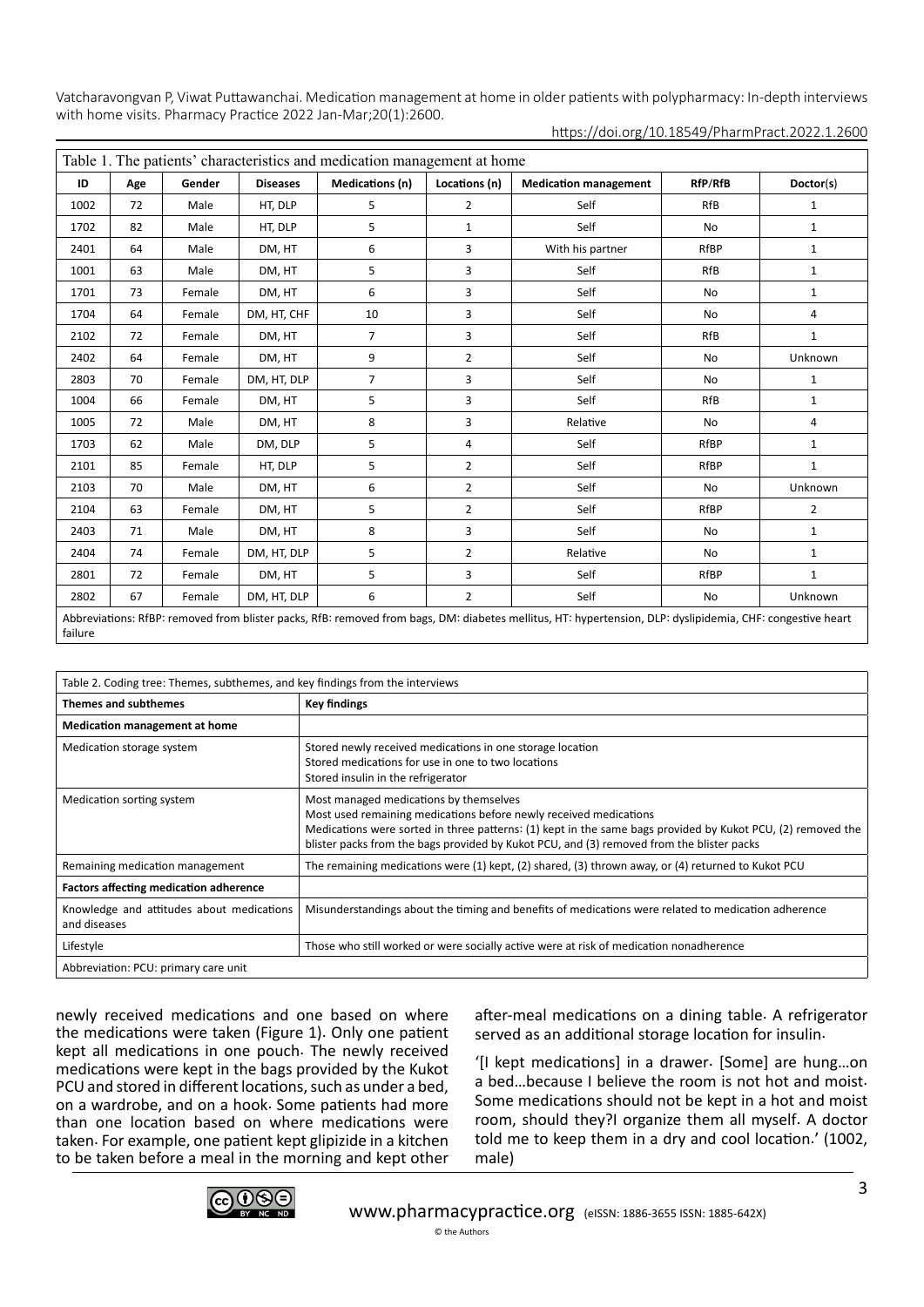Table 1. The patients' characteristics and medication management at home

| ID | Age | Gender | Diseases | Medications (n) | Locations (n) | Medication management | RfP/RfB | Doctor(s) |
|---|---|---|---|---|---|---|---|---|
| 1002 | 72 | Male | HT, DLP | 5 | 2 | Self | RfB | 1 |
| 1702 | 82 | Male | HT, DLP | 5 | 1 | Self | No | 1 |
| 2401 | 64 | Male | DM, HT | 6 | 3 | With his partner | RfBP | 1 |
| 1001 | 63 | Male | DM, HT | 5 | 3 | Self | RfB | 1 |
| 1701 | 73 | Female | DM, HT | 6 | 3 | Self | No | 1 |
| 1704 | 64 | Female | DM, HT, CHF | 10 | 3 | Self | No | 4 |
| 2102 | 72 | Female | DM, HT | 7 | 3 | Self | RfB | 1 |
| 2402 | 64 | Female | DM, HT | 9 | 2 | Self | No | Unknown |
| 2803 | 70 | Female | DM, HT, DLP | 7 | 3 | Self | No | 1 |
| 1004 | 66 | Female | DM, HT | 5 | 3 | Self | RfB | 1 |
| 1005 | 72 | Male | DM, HT | 8 | 3 | Relative | No | 4 |
| 1703 | 62 | Male | DM, DLP | 5 | 4 | Self | RfBP | 1 |
| 2101 | 85 | Female | HT, DLP | 5 | 2 | Self | RfBP | 1 |
| 2103 | 70 | Male | DM, HT | 6 | 2 | Self | No | Unknown |
| 2104 | 63 | Female | DM, HT | 5 | 2 | Self | RfBP | 2 |
| 2403 | 71 | Male | DM, HT | 8 | 3 | Self | No | 1 |
| 2404 | 74 | Female | DM, HT, DLP | 5 | 2 | Relative | No | 1 |
| 2801 | 72 | Female | DM, HT | 5 | 3 | Self | RfBP | 1 |
| 2802 | 67 | Female | DM, HT, DLP | 6 | 2 | Self | No | Unknown |

Abbreviations: RfBP: removed from blister packs, RfB: removed from bags, DM: diabetes mellitus, HT: hypertension, DLP: dyslipidemia, CHF: congestive heart failure

Table 2. Coding tree: Themes, subthemes, and key findings from the interviews

| Themes and subthemes | Key findings |
|---|---|
| **Medication management at home** | |
| Medication storage system | Stored newly received medications in one storage location<br>Stored medications for use in one to two locations<br>Stored insulin in the refrigerator |
| Medication sorting system | Most managed medications by themselves<br>Most used remaining medications before newly received medications<br>Medications were sorted in three patterns: (1) kept in the same bags provided by Kukot PCU, (2) removed the blister packs from the bags provided by Kukot PCU, and (3) removed from the blister packs |
| Remaining medication management | The remaining medications were (1) kept, (2) shared, (3) thrown away, or (4) returned to Kukot PCU |
| **Factors affecting medication adherence** | |
| Knowledge and attitudes about medications and diseases | Misunderstandings about the timing and benefits of medications were related to medication adherence |
| Lifestyle | Those who still worked or were socially active were at risk of medication nonadherence |

Abbreviation: PCU: primary care unit

newly received medications and one based on where the medications were taken (Figure 1). Only one patient kept all medications in one pouch. The newly received medications were kept in the bags provided by the Kukot PCU and stored in different locations, such as under a bed, on a wardrobe, and on a hook. Some patients had more than one location based on where medications were taken. For example, one patient kept glipizide in a kitchen to be taken before a meal in the morning and kept other after-meal medications on a dining table. A refrigerator served as an additional storage location for insulin.

'[I kept medications] in a drawer. [Some] are hung…on a bed…because I believe the room is not hot and moist. Some medications should not be kept in a hot and moist room, should they?I organize them all myself. A doctor told me to keep them in a dry and cool location.' (1002, male)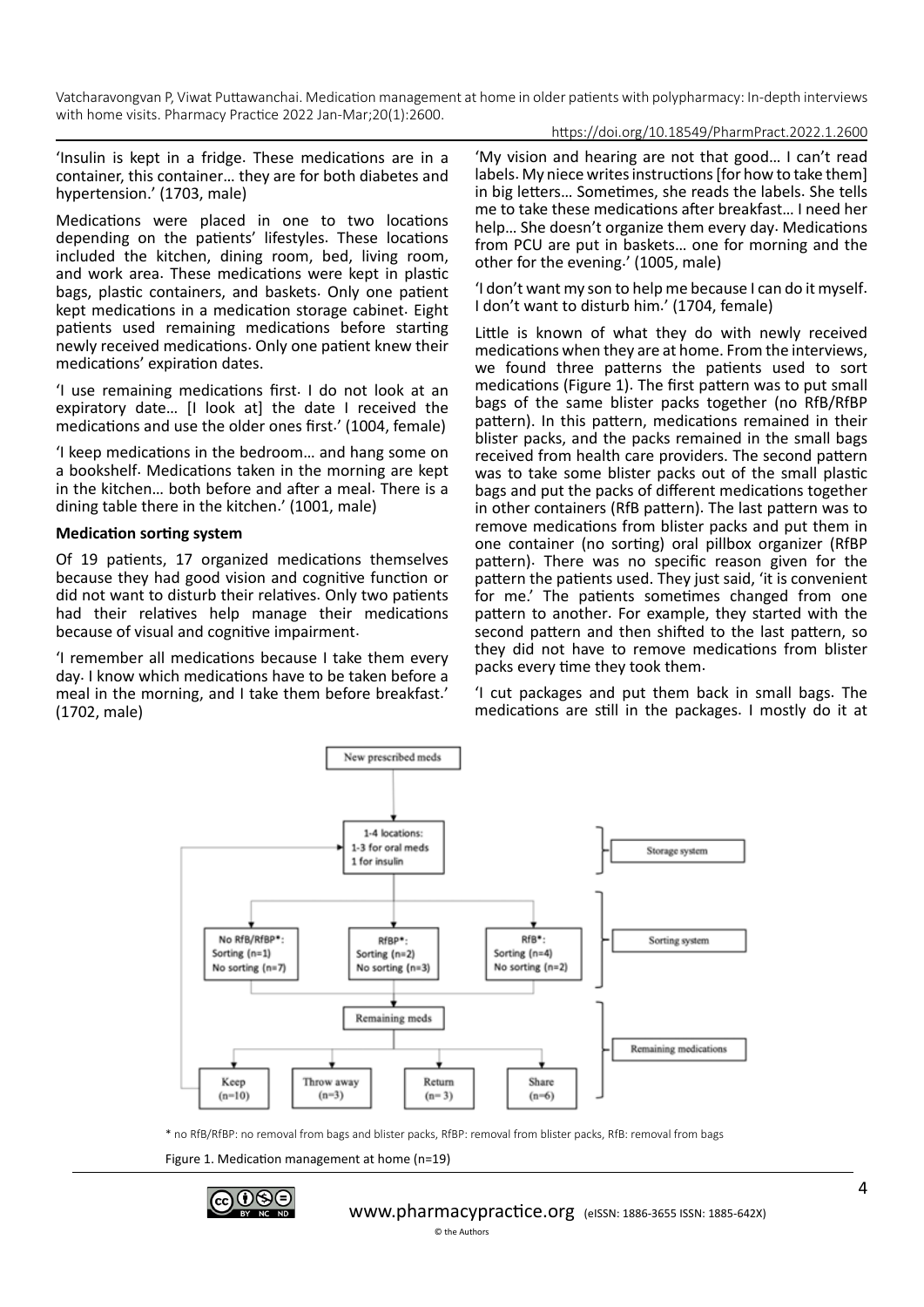'Insulin is kept in a fridge. These medications are in a container, this container… they are for both diabetes and hypertension.' (1703, male)

Medications were placed in one to two locations depending on the patients' lifestyles. These locations included the kitchen, dining room, bed, living room, and work area. These medications were kept in plastic bags, plastic containers, and baskets. Only one patient kept medications in a medication storage cabinet. Eight patients used remaining medications before starting newly received medications. Only one patient knew their medications' expiration dates.

'I use remaining medications first. I do not look at an expiratory date… [I look at] the date I received the medications and use the older ones first.' (1004, female)

'I keep medications in the bedroom… and hang some on a bookshelf. Medications taken in the morning are kept in the kitchen… both before and after a meal. There is a dining table there in the kitchen.' (1001, male)

**Medication sorting system**

Of 19 patients, 17 organized medications themselves because they had good vision and cognitive function or did not want to disturb their relatives. Only two patients had their relatives help manage their medications because of visual and cognitive impairment.

'I remember all medications because I take them every day. I know which medications have to be taken before a meal in the morning, and I take them before breakfast.' (1702, male)

'My vision and hearing are not that good… I can't read labels. My niece writes instructions [for how to take them] in big letters… Sometimes, she reads the labels. She tells me to take these medications after breakfast… I need her help… She doesn't organize them every day. Medications from PCU are put in baskets… one for morning and the other for the evening.' (1005, male)

'I don't want my son to help me because I can do it myself. I don't want to disturb him.' (1704, female)

Little is known of what they do with newly received medications when they are at home. From the interviews, we found three patterns the patients used to sort medications (Figure 1). The first pattern was to put small bags of the same blister packs together (no RfB/RfBP pattern). In this pattern, medications remained in their blister packs, and the packs remained in the small bags received from health care providers. The second pattern was to take some blister packs out of the small plastic bags and put the packs of different medications together in other containers (RfB pattern). The last pattern was to remove medications from blister packs and put them in one container (no sorting) oral pillbox organizer (RfBP pattern). There was no specific reason given for the pattern the patients used. They just said, 'it is convenient for me.' The patients sometimes changed from one pattern to another. For example, they started with the second pattern and then shifted to the last pattern, so they did not have to remove medications from blister packs every time they took them.

'I cut packages and put them back in small bags. The medications are still in the packages. I mostly do it at

New prescribed meds → 1-4 locations: 1-3 for oral meds, 1 for insulin (Storage system)

Sorting system: No RfB/RfBP*: Sorting (n=1), No sorting (n=7); RfBP*: Sorting (n=2), No sorting (n=3); RfB*: Sorting (n=4), No sorting (n=2)

Remaining meds (Remaining medications): Keep (n=10); Throw away (n=3); Return (n= 3); Share (n=6)

\* no RfB/RfBP: no removal from bags and blister packs, RfBP: removal from blister packs, RfB: removal from bags

Figure 1. Medication management at home (n=19)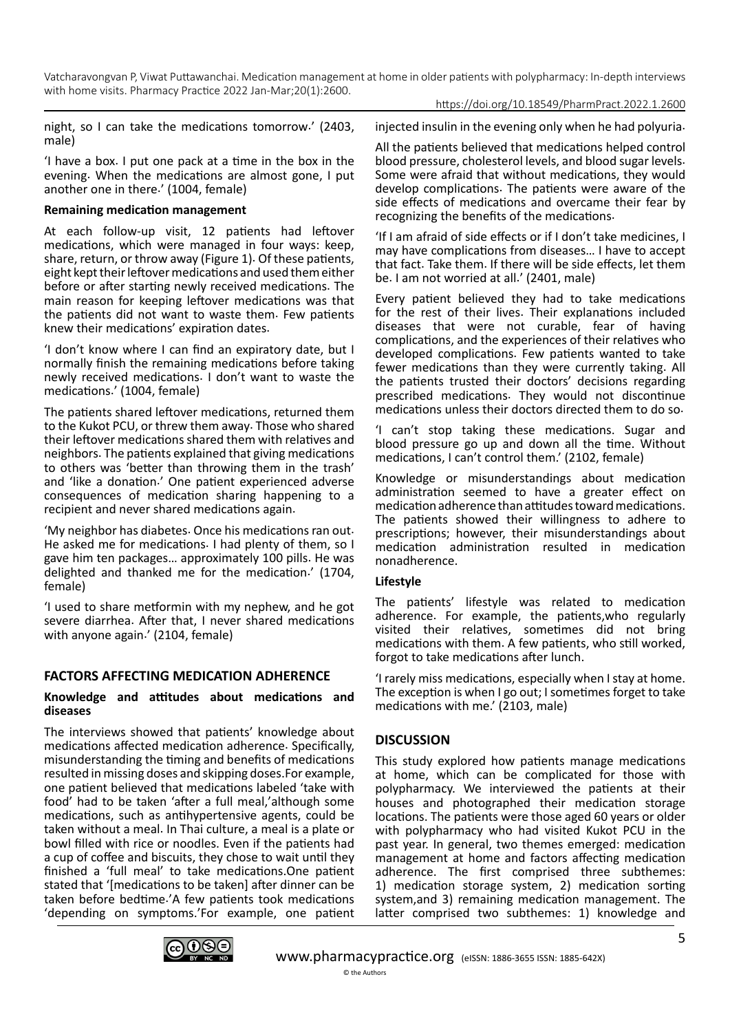night, so I can take the medications tomorrow.' (2403, male)

'I have a box. I put one pack at a time in the box in the evening. When the medications are almost gone, I put another one in there.' (1004, female)

### Remaining medication management

At each follow-up visit, 12 patients had leftover medications, which were managed in four ways: keep, share, return, or throw away (Figure 1). Of these patients, eight kept their leftover medications and used them either before or after starting newly received medications. The main reason for keeping leftover medications was that the patients did not want to waste them. Few patients knew their medications' expiration dates.

'I don't know where I can find an expiratory date, but I normally finish the remaining medications before taking newly received medications. I don't want to waste the medications.' (1004, female)

The patients shared leftover medications, returned them to the Kukot PCU, or threw them away. Those who shared their leftover medications shared them with relatives and neighbors. The patients explained that giving medications to others was 'better than throwing them in the trash' and 'like a donation.' One patient experienced adverse consequences of medication sharing happening to a recipient and never shared medications again.

'My neighbor has diabetes. Once his medications ran out. He asked me for medications. I had plenty of them, so I gave him ten packages… approximately 100 pills. He was delighted and thanked me for the medication.' (1704, female)

'I used to share metformin with my nephew, and he got severe diarrhea. After that, I never shared medications with anyone again.' (2104, female)

## FACTORS AFFECTING MEDICATION ADHERENCE

### Knowledge and attitudes about medications and diseases

The interviews showed that patients' knowledge about medications affected medication adherence. Specifically, misunderstanding the timing and benefits of medications resulted in missing doses and skipping doses. For example, one patient believed that medications labeled 'take with food' had to be taken 'after a full meal,' although some medications, such as antihypertensive agents, could be taken without a meal. In Thai culture, a meal is a plate or bowl filled with rice or noodles. Even if the patients had a cup of coffee and biscuits, they chose to wait until they finished a 'full meal' to take medications. One patient stated that '[medications to be taken] after dinner can be taken before bedtime.' A few patients took medications 'depending on symptoms.' For example, one patient injected insulin in the evening only when he had polyuria.

All the patients believed that medications helped control blood pressure, cholesterol levels, and blood sugar levels. Some were afraid that without medications, they would develop complications. The patients were aware of the side effects of medications and overcame their fear by recognizing the benefits of the medications.

'If I am afraid of side effects or if I don't take medicines, I may have complications from diseases… I have to accept that fact. Take them. If there will be side effects, let them be. I am not worried at all.' (2401, male)

Every patient believed they had to take medications for the rest of their lives. Their explanations included diseases that were not curable, fear of having complications, and the experiences of their relatives who developed complications. Few patients wanted to take fewer medications than they were currently taking. All the patients trusted their doctors' decisions regarding prescribed medications. They would not discontinue medications unless their doctors directed them to do so.

'I can't stop taking these medications. Sugar and blood pressure go up and down all the time. Without medications, I can't control them.' (2102, female)

Knowledge or misunderstandings about medication administration seemed to have a greater effect on medication adherence than attitudes toward medications. The patients showed their willingness to adhere to prescriptions; however, their misunderstandings about medication administration resulted in medication nonadherence.

### Lifestyle

The patients' lifestyle was related to medication adherence. For example, the patients, who regularly visited their relatives, sometimes did not bring medications with them. A few patients, who still worked, forgot to take medications after lunch.

'I rarely miss medications, especially when I stay at home. The exception is when I go out; I sometimes forget to take medications with me.' (2103, male)

## DISCUSSION

This study explored how patients manage medications at home, which can be complicated for those with polypharmacy. We interviewed the patients at their houses and photographed their medication storage locations. The patients were those aged 60 years or older with polypharmacy who had visited Kukot PCU in the past year. In general, two themes emerged: medication management at home and factors affecting medication adherence. The first comprised three subthemes: 1) medication storage system, 2) medication sorting system, and 3) remaining medication management. The latter comprised two subthemes: 1) knowledge and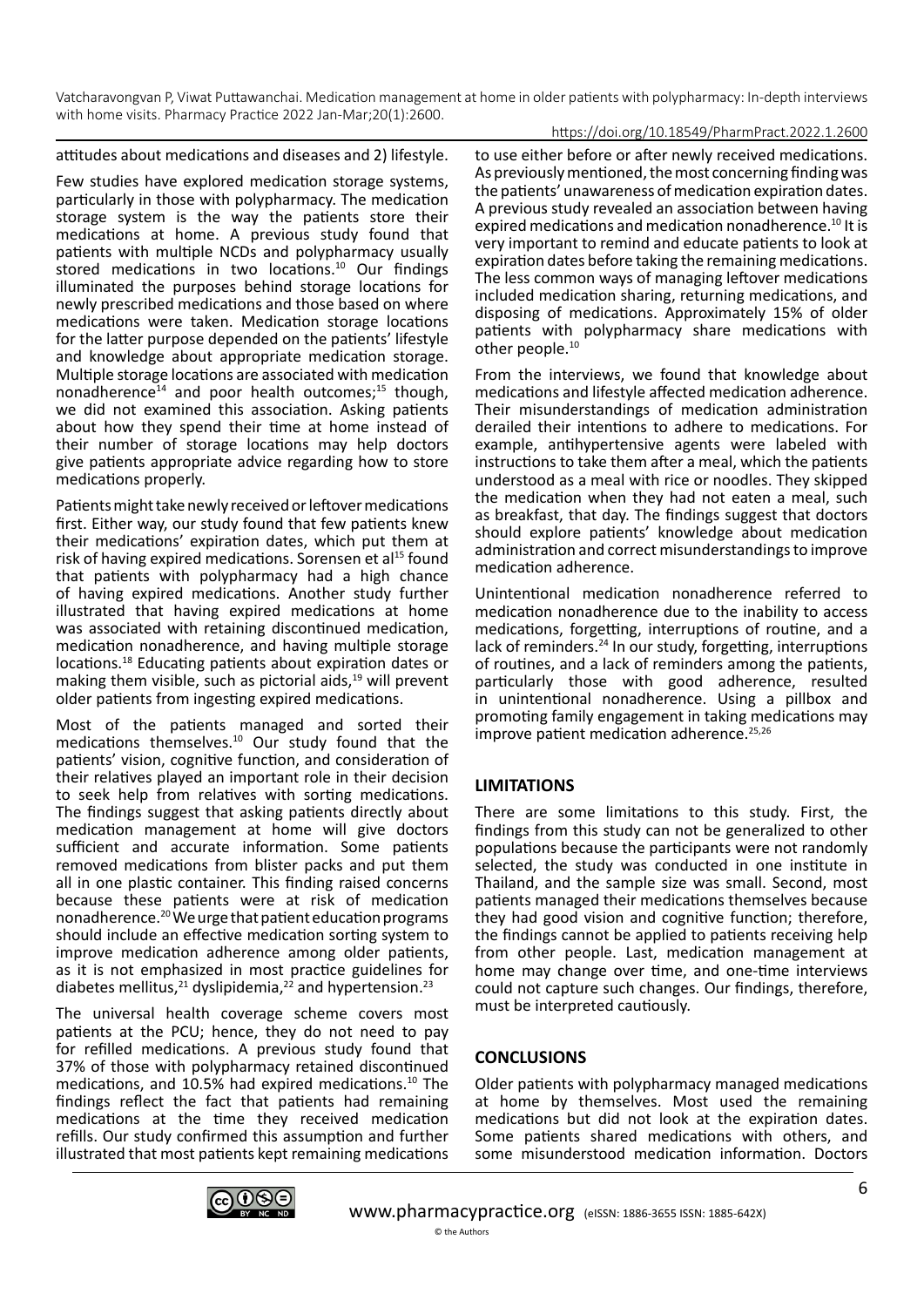attitudes about medications and diseases and 2) lifestyle.

Few studies have explored medication storage systems, particularly in those with polypharmacy. The medication storage system is the way the patients store their medications at home. A previous study found that patients with multiple NCDs and polypharmacy usually stored medications in two locations.[10] Our findings illuminated the purposes behind storage locations for newly prescribed medications and those based on where medications were taken. Medication storage locations for the latter purpose depended on the patients' lifestyle and knowledge about appropriate medication storage. Multiple storage locations are associated with medication nonadherence[14] and poor health outcomes;[15] though, we did not examined this association. Asking patients about how they spend their time at home instead of their number of storage locations may help doctors give patients appropriate advice regarding how to store medications properly.

Patients might take newly received or leftover medications first. Either way, our study found that few patients knew their medications' expiration dates, which put them at risk of having expired medications. Sorensen et al[15] found that patients with polypharmacy had a high chance of having expired medications. Another study further illustrated that having expired medications at home was associated with retaining discontinued medication, medication nonadherence, and having multiple storage locations.[18] Educating patients about expiration dates or making them visible, such as pictorial aids,[19] will prevent older patients from ingesting expired medications.

Most of the patients managed and sorted their medications themselves.[10] Our study found that the patients' vision, cognitive function, and consideration of their relatives played an important role in their decision to seek help from relatives with sorting medications. The findings suggest that asking patients directly about medication management at home will give doctors sufficient and accurate information. Some patients removed medications from blister packs and put them all in one plastic container. This finding raised concerns because these patients were at risk of medication nonadherence.[20] We urge that patient education programs should include an effective medication sorting system to improve medication adherence among older patients, as it is not emphasized in most practice guidelines for diabetes mellitus,[21] dyslipidemia,[22] and hypertension.[23]

The universal health coverage scheme covers most patients at the PCU; hence, they do not need to pay for refilled medications. A previous study found that 37% of those with polypharmacy retained discontinued medications, and 10.5% had expired medications.[10] The findings reflect the fact that patients had remaining medications at the time they received medication refills. Our study confirmed this assumption and further illustrated that most patients kept remaining medications to use either before or after newly received medications. As previously mentioned, the most concerning finding was the patients' unawareness of medication expiration dates. A previous study revealed an association between having expired medications and medication nonadherence.[10] It is very important to remind and educate patients to look at expiration dates before taking the remaining medications. The less common ways of managing leftover medications included medication sharing, returning medications, and disposing of medications. Approximately 15% of older patients with polypharmacy share medications with other people.[10]

From the interviews, we found that knowledge about medications and lifestyle affected medication adherence. Their misunderstandings of medication administration derailed their intentions to adhere to medications. For example, antihypertensive agents were labeled with instructions to take them after a meal, which the patients understood as a meal with rice or noodles. They skipped the medication when they had not eaten a meal, such as breakfast, that day. The findings suggest that doctors should explore patients' knowledge about medication administration and correct misunderstandings to improve medication adherence.

Unintentional medication nonadherence referred to medication nonadherence due to the inability to access medications, forgetting, interruptions of routine, and a lack of reminders.[24] In our study, forgetting, interruptions of routines, and a lack of reminders among the patients, particularly those with good adherence, resulted in unintentional nonadherence. Using a pillbox and promoting family engagement in taking medications may improve patient medication adherence.[25,26]

## LIMITATIONS

There are some limitations to this study. First, the findings from this study can not be generalized to other populations because the participants were not randomly selected, the study was conducted in one institute in Thailand, and the sample size was small. Second, most patients managed their medications themselves because they had good vision and cognitive function; therefore, the findings cannot be applied to patients receiving help from other people. Last, medication management at home may change over time, and one-time interviews could not capture such changes. Our findings, therefore, must be interpreted cautiously.

## CONCLUSIONS

Older patients with polypharmacy managed medications at home by themselves. Most used the remaining medications but did not look at the expiration dates. Some patients shared medications with others, and some misunderstood medication information. Doctors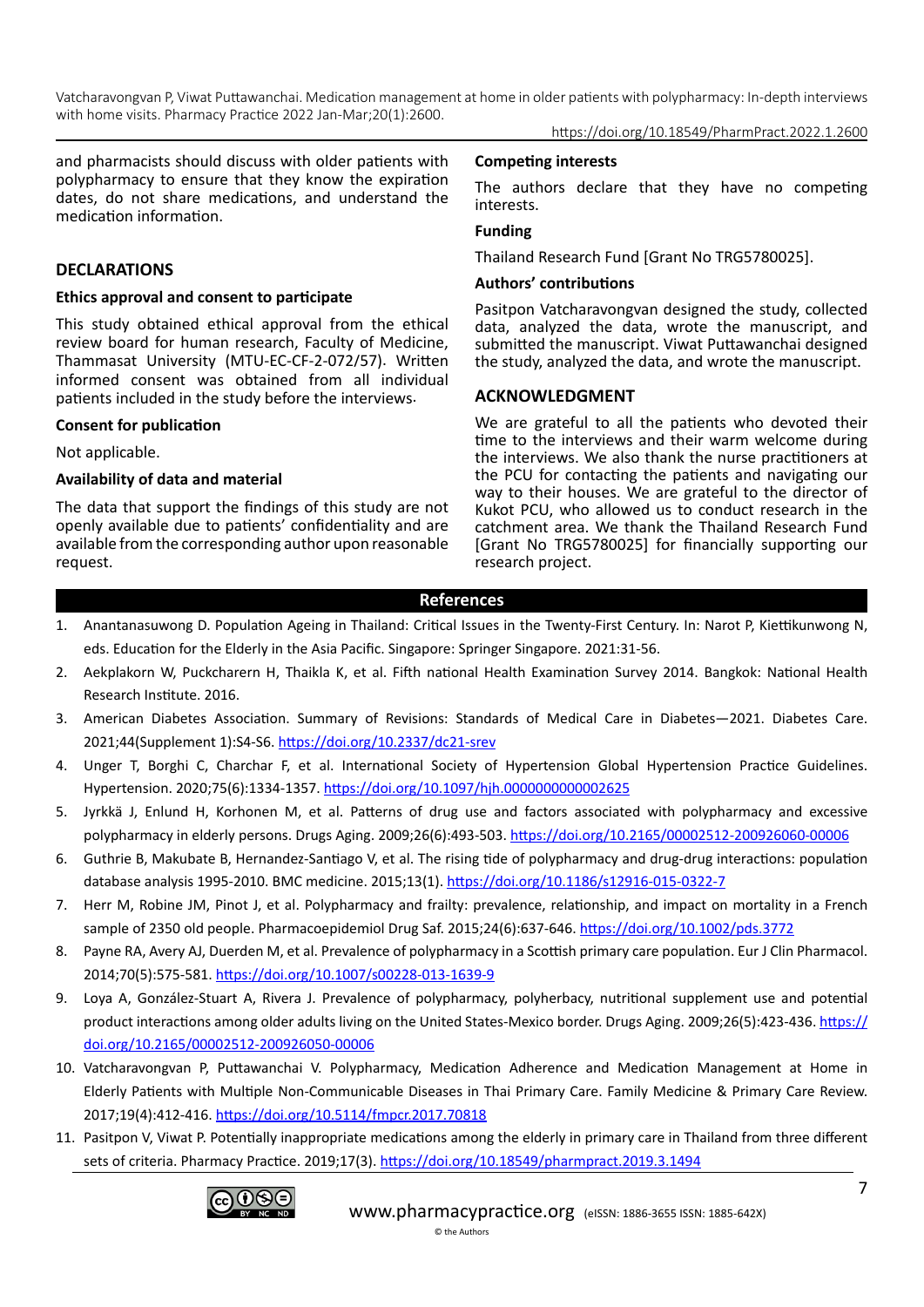and pharmacists should discuss with older patients with polypharmacy to ensure that they know the expiration dates, do not share medications, and understand the medication information.

## DECLARATIONS

### Ethics approval and consent to participate

This study obtained ethical approval from the ethical review board for human research, Faculty of Medicine, Thammasat University (MTU-EC-CF-2-072/57). Written informed consent was obtained from all individual patients included in the study before the interviews.

### Consent for publication

Not applicable.

### Availability of data and material

The data that support the findings of this study are not openly available due to patients' confidentiality and are available from the corresponding author upon reasonable request.

### Competing interests

The authors declare that they have no competing interests.

### Funding

Thailand Research Fund [Grant No TRG5780025].

### Authors' contributions

Pasitpon Vatcharavongvan designed the study, collected data, analyzed the data, wrote the manuscript, and submitted the manuscript. Viwat Puttawanchai designed the study, analyzed the data, and wrote the manuscript.

## ACKNOWLEDGMENT

We are grateful to all the patients who devoted their time to the interviews and their warm welcome during the interviews. We also thank the nurse practitioners at the PCU for contacting the patients and navigating our way to their houses. We are grateful to the director of Kukot PCU, who allowed us to conduct research in the catchment area. We thank the Thailand Research Fund [Grant No TRG5780025] for financially supporting our research project.

## References

1. Anantanasuwong D. Population Ageing in Thailand: Critical Issues in the Twenty-First Century. In: Narot P, Kiettikunwong N, eds. Education for the Elderly in the Asia Pacific. Singapore: Springer Singapore. 2021:31-56.
2. Aekplakorn W, Puckcharern H, Thaikla K, et al. Fifth national Health Examination Survey 2014. Bangkok: National Health Research Institute. 2016.
3. American Diabetes Association. Summary of Revisions: Standards of Medical Care in Diabetes—2021. Diabetes Care. 2021;44(Supplement 1):S4-S6. https://doi.org/10.2337/dc21-srev
4. Unger T, Borghi C, Charchar F, et al. International Society of Hypertension Global Hypertension Practice Guidelines. Hypertension. 2020;75(6):1334-1357. https://doi.org/10.1097/hjh.0000000000002625
5. Jyrkkä J, Enlund H, Korhonen M, et al. Patterns of drug use and factors associated with polypharmacy and excessive polypharmacy in elderly persons. Drugs Aging. 2009;26(6):493-503. https://doi.org/10.2165/00002512-200926060-00006
6. Guthrie B, Makubate B, Hernandez-Santiago V, et al. The rising tide of polypharmacy and drug-drug interactions: population database analysis 1995-2010. BMC medicine. 2015;13(1). https://doi.org/10.1186/s12916-015-0322-7
7. Herr M, Robine JM, Pinot J, et al. Polypharmacy and frailty: prevalence, relationship, and impact on mortality in a French sample of 2350 old people. Pharmacoepidemiol Drug Saf. 2015;24(6):637-646. https://doi.org/10.1002/pds.3772
8. Payne RA, Avery AJ, Duerden M, et al. Prevalence of polypharmacy in a Scottish primary care population. Eur J Clin Pharmacol. 2014;70(5):575-581. https://doi.org/10.1007/s00228-013-1639-9
9. Loya A, González-Stuart A, Rivera J. Prevalence of polypharmacy, polyherbacy, nutritional supplement use and potential product interactions among older adults living on the United States-Mexico border. Drugs Aging. 2009;26(5):423-436. https://doi.org/10.2165/00002512-200926050-00006
10. Vatcharavongvan P, Puttawanchai V. Polypharmacy, Medication Adherence and Medication Management at Home in Elderly Patients with Multiple Non-Communicable Diseases in Thai Primary Care. Family Medicine & Primary Care Review. 2017;19(4):412-416. https://doi.org/10.5114/fmpcr.2017.70818
11. Pasitpon V, Viwat P. Potentially inappropriate medications among the elderly in primary care in Thailand from three different sets of criteria. Pharmacy Practice. 2019;17(3). https://doi.org/10.18549/pharmpract.2019.3.1494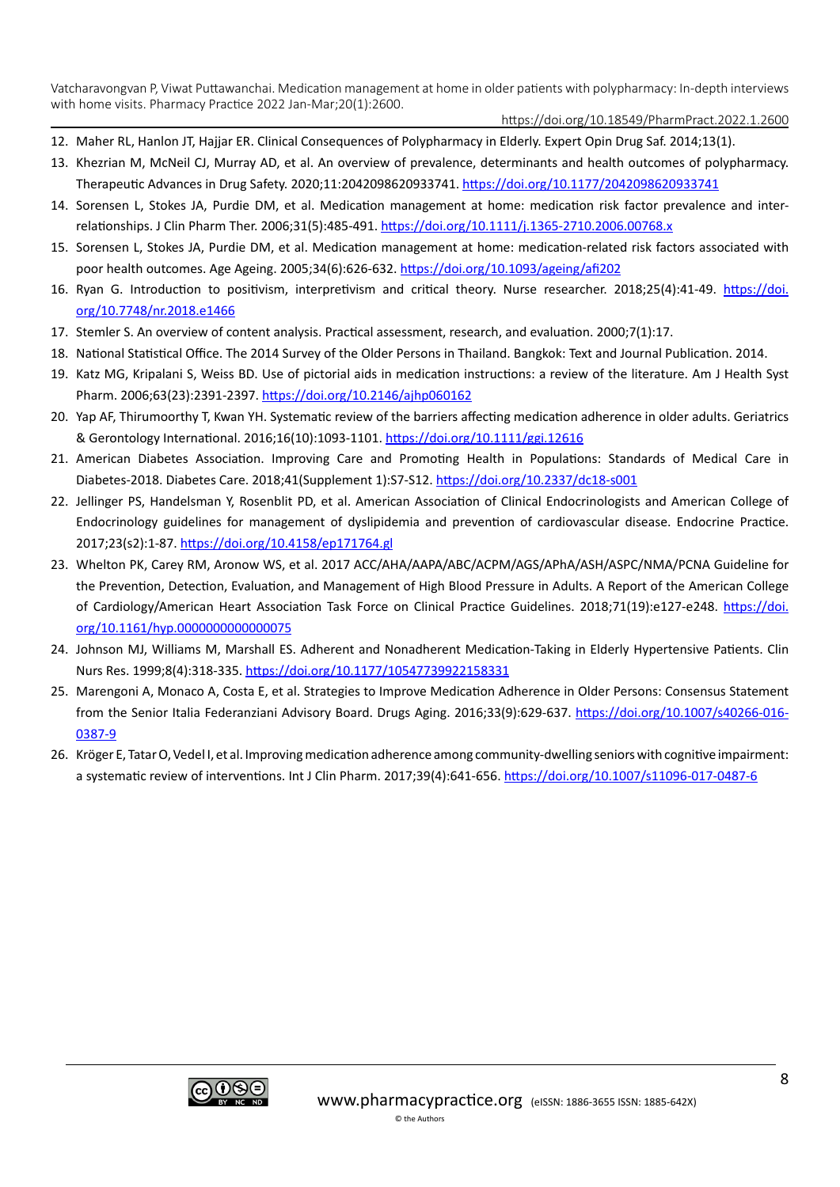12. Maher RL, Hanlon JT, Hajjar ER. Clinical Consequences of Polypharmacy in Elderly. Expert Opin Drug Saf. 2014;13(1).
13. Khezrian M, McNeil CJ, Murray AD, et al. An overview of prevalence, determinants and health outcomes of polypharmacy. Therapeutic Advances in Drug Safety. 2020;11:2042098620933741. https://doi.org/10.1177/2042098620933741
14. Sorensen L, Stokes JA, Purdie DM, et al. Medication management at home: medication risk factor prevalence and inter-relationships. J Clin Pharm Ther. 2006;31(5):485-491. https://doi.org/10.1111/j.1365-2710.2006.00768.x
15. Sorensen L, Stokes JA, Purdie DM, et al. Medication management at home: medication-related risk factors associated with poor health outcomes. Age Ageing. 2005;34(6):626-632. https://doi.org/10.1093/ageing/afi202
16. Ryan G. Introduction to positivism, interpretivism and critical theory. Nurse researcher. 2018;25(4):41-49. https://doi.org/10.7748/nr.2018.e1466
17. Stemler S. An overview of content analysis. Practical assessment, research, and evaluation. 2000;7(1):17.
18. National Statistical Office. The 2014 Survey of the Older Persons in Thailand. Bangkok: Text and Journal Publication. 2014.
19. Katz MG, Kripalani S, Weiss BD. Use of pictorial aids in medication instructions: a review of the literature. Am J Health Syst Pharm. 2006;63(23):2391-2397. https://doi.org/10.2146/ajhp060162
20. Yap AF, Thirumoorthy T, Kwan YH. Systematic review of the barriers affecting medication adherence in older adults. Geriatrics & Gerontology International. 2016;16(10):1093-1101. https://doi.org/10.1111/ggi.12616
21. American Diabetes Association. Improving Care and Promoting Health in Populations: Standards of Medical Care in Diabetes-2018. Diabetes Care. 2018;41(Supplement 1):S7-S12. https://doi.org/10.2337/dc18-s001
22. Jellinger PS, Handelsman Y, Rosenblit PD, et al. American Association of Clinical Endocrinologists and American College of Endocrinology guidelines for management of dyslipidemia and prevention of cardiovascular disease. Endocrine Practice. 2017;23(s2):1-87. https://doi.org/10.4158/ep171764.gl
23. Whelton PK, Carey RM, Aronow WS, et al. 2017 ACC/AHA/AAPA/ABC/ACPM/AGS/APhA/ASH/ASPC/NMA/PCNA Guideline for the Prevention, Detection, Evaluation, and Management of High Blood Pressure in Adults. A Report of the American College of Cardiology/American Heart Association Task Force on Clinical Practice Guidelines. 2018;71(19):e127-e248. https://doi.org/10.1161/hyp.0000000000000075
24. Johnson MJ, Williams M, Marshall ES. Adherent and Nonadherent Medication-Taking in Elderly Hypertensive Patients. Clin Nurs Res. 1999;8(4):318-335. https://doi.org/10.1177/10547739922158331
25. Marengoni A, Monaco A, Costa E, et al. Strategies to Improve Medication Adherence in Older Persons: Consensus Statement from the Senior Italia Federanziani Advisory Board. Drugs Aging. 2016;33(9):629-637. https://doi.org/10.1007/s40266-016-0387-9
26. Kröger E, Tatar O, Vedel I, et al. Improving medication adherence among community-dwelling seniors with cognitive impairment: a systematic review of interventions. Int J Clin Pharm. 2017;39(4):641-656. https://doi.org/10.1007/s11096-017-0487-6